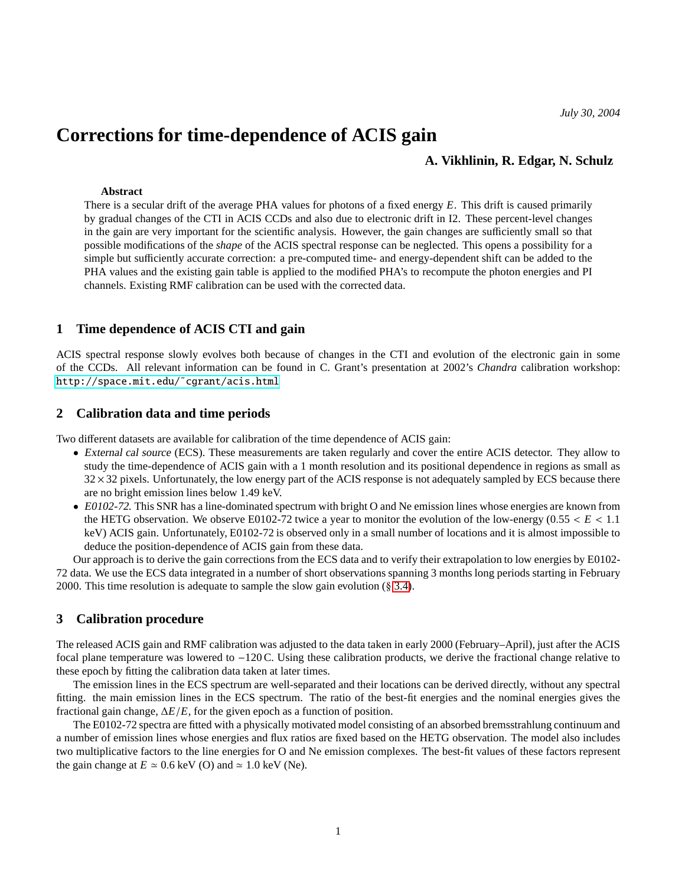July 30, 2004

# Corrections for time-dependence of ACIS gain

**A. Vikhlinin, R. Edgar, N. Schulz**

**Abstract**

There is a secular drift of the average PHA values for photons of a fixed energy $E$. This drift is caused primarily by gradual changes of the CTI in ACIS CCDs and also due to electronic drift in I2. These percent-level changes in the gain are very important for the scientific analysis. However, the gain changes are sufficiently small so that possible modifications of the *shape* of the ACIS spectral response can be neglected. This opens a possibility for a simple but sufficiently accurate correction: a pre-computed time- and energy-dependent shift can be added to the PHA values and the existing gain table is applied to the modified PHA's to recompute the photon energies and PI channels. Existing RMF calibration can be used with the corrected data.

## 1 Time dependence of ACIS CTI and gain

ACIS spectral response slowly evolves both because of changes in the CTI and evolution of the electronic gain in some of the CCDs. All relevant information can be found in C. Grant's presentation at 2002's *Chandra* calibration workshop: http://space.mit.edu/~cgrant/acis.html

## 2 Calibration data and time periods

Two different datasets are available for calibration of the time dependence of ACIS gain:

- *External cal source* (ECS). These measurements are taken regularly and cover the entire ACIS detector. They allow to study the time-dependence of ACIS gain with a 1 month resolution and its positional dependence in regions as small as $32\times32$ pixels. Unfortunately, the low energy part of the ACIS response is not adequately sampled by ECS because there are no bright emission lines below 1.49 keV.
- *E0102-72.* This SNR has a line-dominated spectrum with bright O and Ne emission lines whose energies are known from the HETG observation. We observe E0102-72 twice a year to monitor the evolution of the low-energy ($0.55 < E < 1.1$ keV) ACIS gain. Unfortunately, E0102-72 is observed only in a small number of locations and it is almost impossible to deduce the position-dependence of ACIS gain from these data.

Our approach is to derive the gain corrections from the ECS data and to verify their extrapolation to low energies by E0102-72 data. We use the ECS data integrated in a number of short observations spanning 3 months long periods starting in February 2000. This time resolution is adequate to sample the slow gain evolution (§ 3.4).

## 3 Calibration procedure

The released ACIS gain and RMF calibration was adjusted to the data taken in early 2000 (February–April), just after the ACIS focal plane temperature was lowered to $-120$ C. Using these calibration products, we derive the fractional change relative to these epoch by fitting the calibration data taken at later times.

The emission lines in the ECS spectrum are well-separated and their locations can be derived directly, without any spectral fitting. the main emission lines in the ECS spectrum. The ratio of the best-fit energies and the nominal energies gives the fractional gain change, $\Delta E/E$, for the given epoch as a function of position.

The E0102-72 spectra are fitted with a physically motivated model consisting of an absorbed bremsstrahlung continuum and a number of emission lines whose energies and flux ratios are fixed based on the HETG observation. The model also includes two multiplicative factors to the line energies for O and Ne emission complexes. The best-fit values of these factors represent the gain change at $E \simeq 0.6$ keV (O) and $\simeq 1.0$ keV (Ne).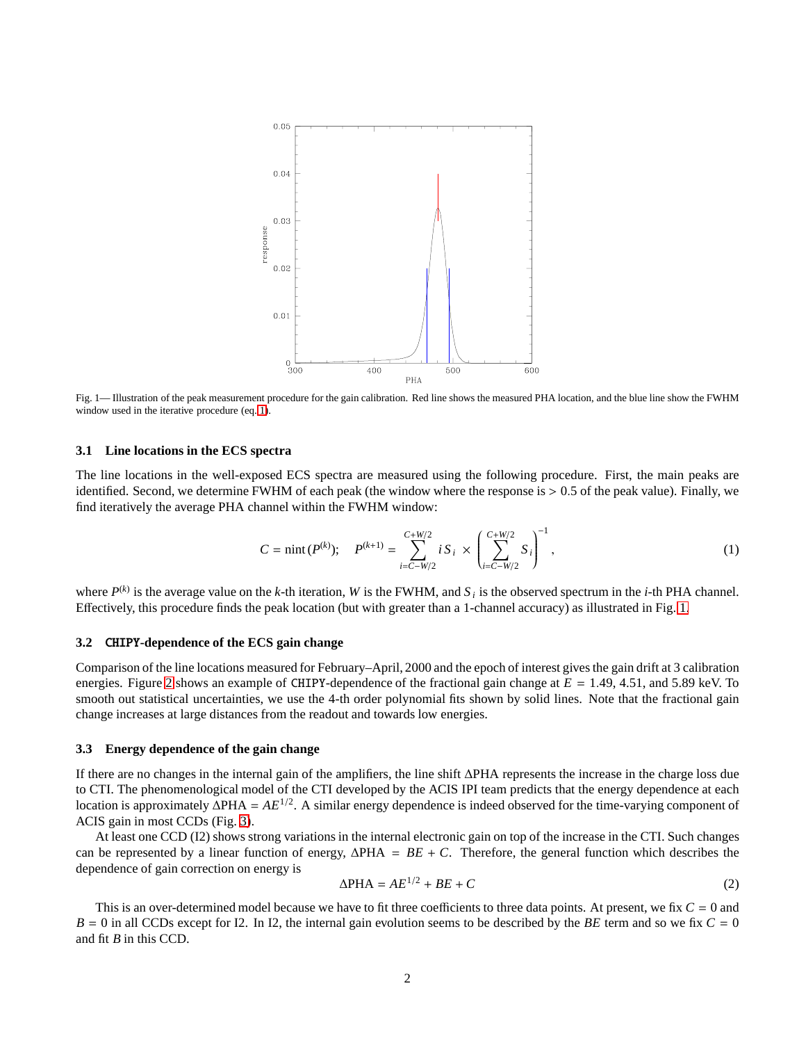Fig. 1— Illustration of the peak measurement procedure for the gain calibration. Red line shows the measured PHA location, and the blue line show the FWHM window used in the iterative procedure (eq. 1).

### 3.1 Line locations in the ECS spectra

The line locations in the well-exposed ECS spectra are measured using the following procedure. First, the main peaks are identified. Second, we determine FWHM of each peak (the window where the response is > 0.5 of the peak value). Finally, we find iteratively the average PHA channel within the FWHM window:

$$C = \mathrm{nint}\,(P^{(k)}); \quad P^{(k+1)} = \sum_{i=C-W/2}^{C+W/2} i\,S_i \times \left(\sum_{i=C-W/2}^{C+W/2} S_i\right)^{-1}, \tag{1}$$

where $P^{(k)}$ is the average value on the $k$-th iteration, $W$ is the FWHM, and $S_i$ is the observed spectrum in the $i$-th PHA channel. Effectively, this procedure finds the peak location (but with greater than a 1-channel accuracy) as illustrated in Fig. 1.

### 3.2 CHIPY-dependence of the ECS gain change

Comparison of the line locations measured for February–April, 2000 and the epoch of interest gives the gain drift at 3 calibration energies. Figure 2 shows an example of CHIPY-dependence of the fractional gain change at $E$ = 1.49, 4.51, and 5.89 keV. To smooth out statistical uncertainties, we use the 4-th order polynomial fits shown by solid lines. Note that the fractional gain change increases at large distances from the readout and towards low energies.

### 3.3 Energy dependence of the gain change

If there are no changes in the internal gain of the amplifiers, the line shift $\Delta$PHA represents the increase in the charge loss due to CTI. The phenomenological model of the CTI developed by the ACIS IPI team predicts that the energy dependence at each location is approximately $\Delta\mathrm{PHA} = AE^{1/2}$. A similar energy dependence is indeed observed for the time-varying component of ACIS gain in most CCDs (Fig. 3).

At least one CCD (I2) shows strong variations in the internal electronic gain on top of the increase in the CTI. Such changes can be represented by a linear function of energy, $\Delta\mathrm{PHA} = BE + C$. Therefore, the general function which describes the dependence of gain correction on energy is

$$\Delta\mathrm{PHA} = AE^{1/2} + BE + C \tag{2}$$

This is an over-determined model because we have to fit three coefficients to three data points. At present, we fix $C = 0$ and $B = 0$ in all CCDs except for I2. In I2, the internal gain evolution seems to be described by the $BE$ term and so we fix $C = 0$ and fit $B$ in this CCD.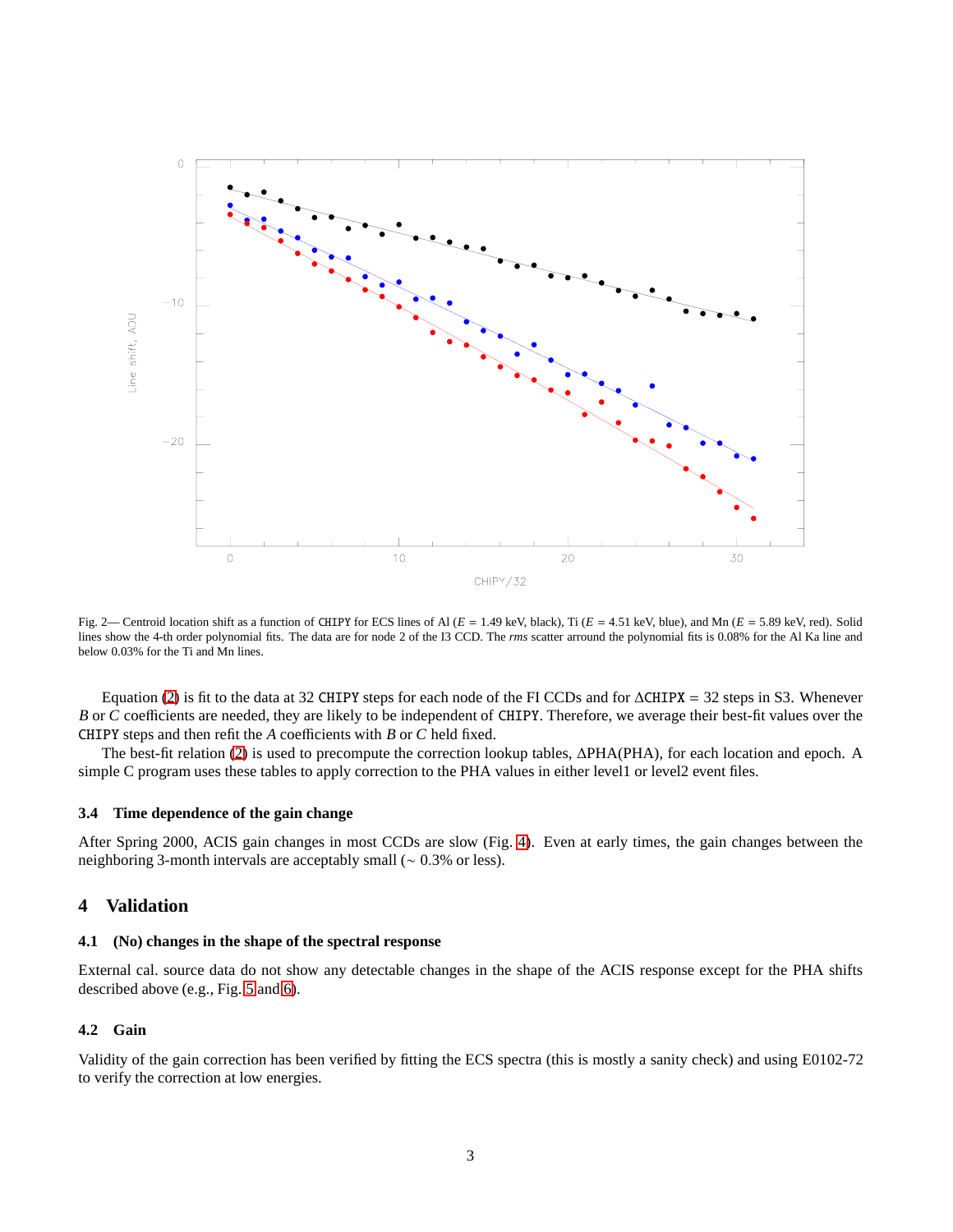Fig. 2— Centroid location shift as a function of CHIPY for ECS lines of Al ($E$ = 1.49 keV, black), Ti ($E$ = 4.51 keV, blue), and Mn ($E$ = 5.89 keV, red). Solid lines show the 4-th order polynomial fits. The data are for node 2 of the I3 CCD. The *rms* scatter arround the polynomial fits is 0.08% for the Al Ka line and below 0.03% for the Ti and Mn lines.

Equation (2) is fit to the data at 32 CHIPY steps for each node of the FI CCDs and for $\Delta$CHIPX = 32 steps in S3. Whenever $B$ or $C$ coefficients are needed, they are likely to be independent of CHIPY. Therefore, we average their best-fit values over the CHIPY steps and then refit the $A$ coefficients with $B$ or $C$ held fixed.

The best-fit relation (2) is used to precompute the correction lookup tables, $\Delta$PHA(PHA), for each location and epoch. A simple C program uses these tables to apply correction to the PHA values in either level1 or level2 event files.

### 3.4 Time dependence of the gain change

After Spring 2000, ACIS gain changes in most CCDs are slow (Fig. 4). Even at early times, the gain changes between the neighboring 3-month intervals are acceptably small ($\sim$ 0.3% or less).

## 4 Validation

### 4.1 (No) changes in the shape of the spectral response

External cal. source data do not show any detectable changes in the shape of the ACIS response except for the PHA shifts described above (e.g., Fig. 5 and 6).

### 4.2 Gain

Validity of the gain correction has been verified by fitting the ECS spectra (this is mostly a sanity check) and using E0102-72 to verify the correction at low energies.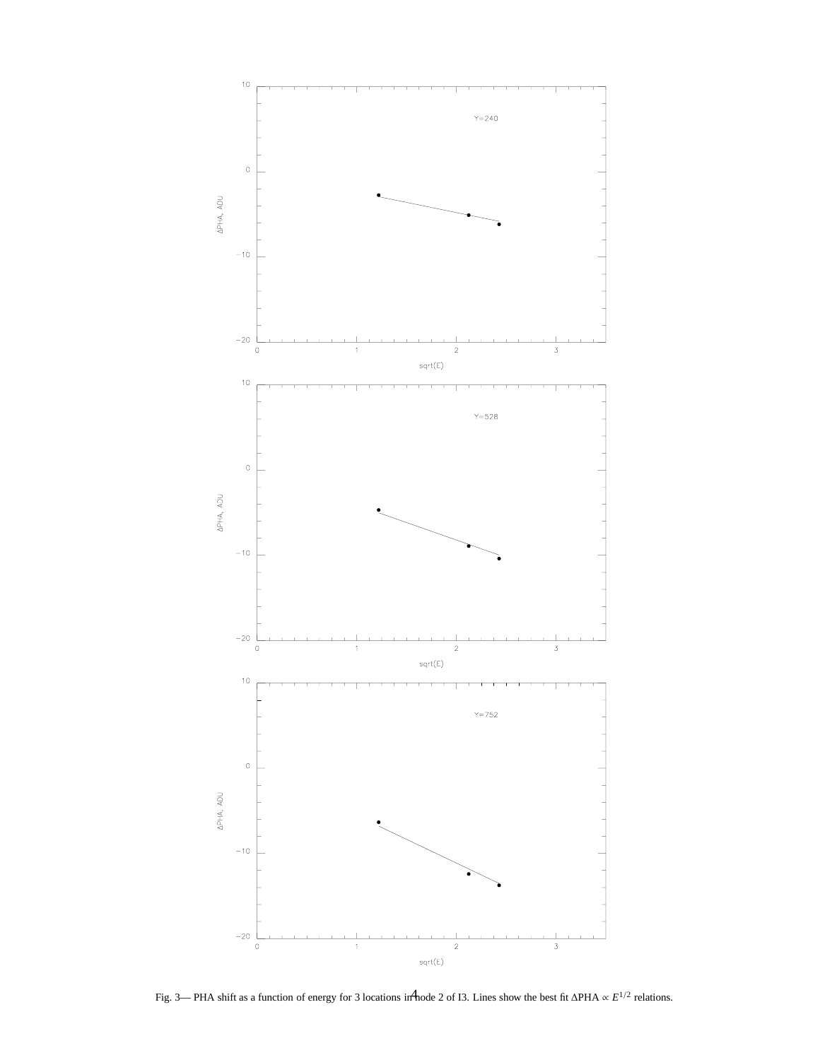Fig. 3— PHA shift as a function of energy for 3 locations in node 2 of I3. Lines show the best fit $\Delta\text{PHA} \propto E^{1/2}$ relations.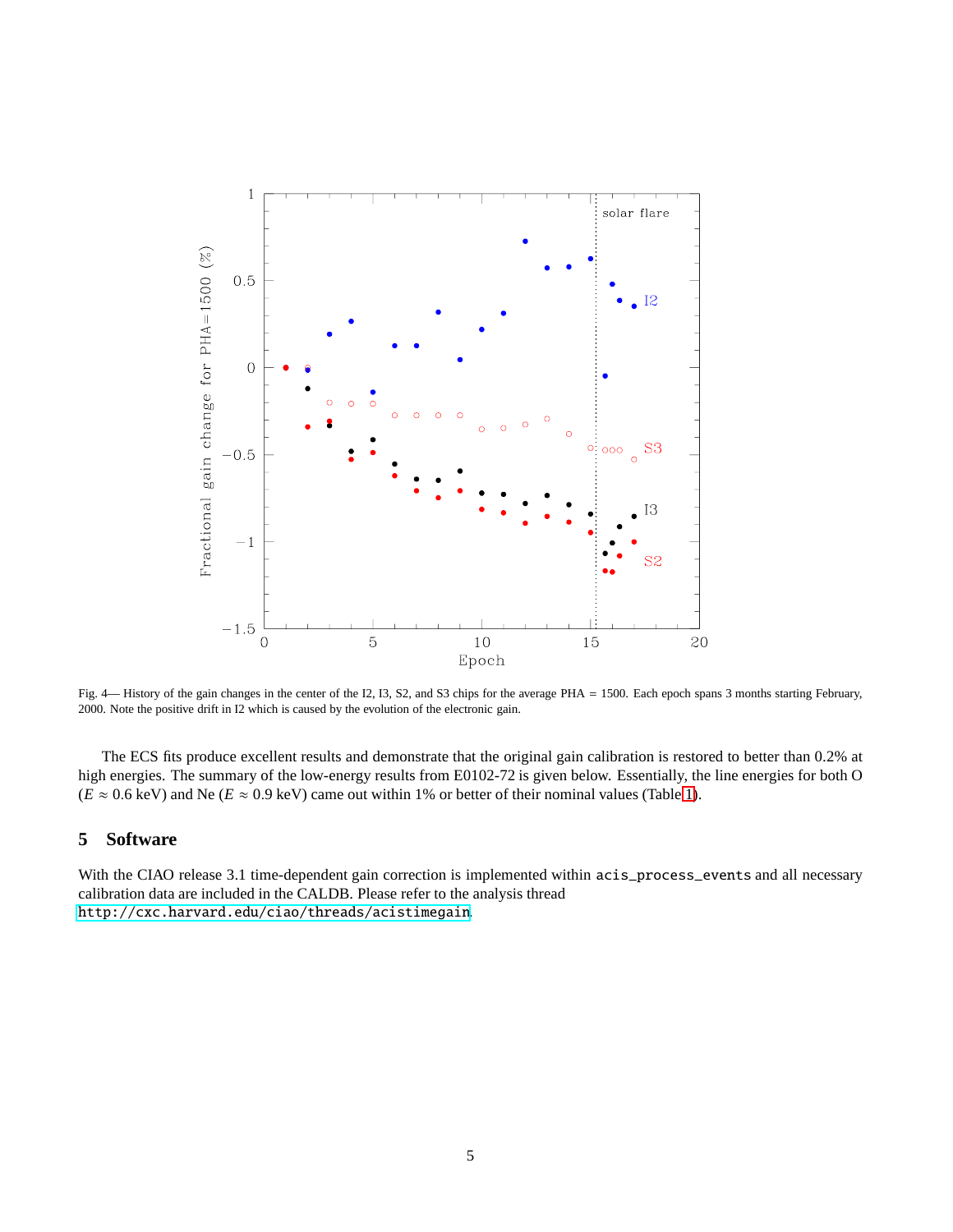Fig. 4— History of the gain changes in the center of the I2, I3, S2, and S3 chips for the average PHA = 1500. Each epoch spans 3 months starting February, 2000. Note the positive drift in I2 which is caused by the evolution of the electronic gain.

The ECS fits produce excellent results and demonstrate that the original gain calibration is restored to better than 0.2% at high energies. The summary of the low-energy results from E0102-72 is given below. Essentially, the line energies for both O ($E \approx 0.6$ keV) and Ne ($E \approx 0.9$ keV) came out within 1% or better of their nominal values (Table 1).

## 5 Software

With the CIAO release 3.1 time-dependent gain correction is implemented within `acis_process_events` and all necessary calibration data are included in the CALDB. Please refer to the analysis thread http://cxc.harvard.edu/ciao/threads/acistimegain.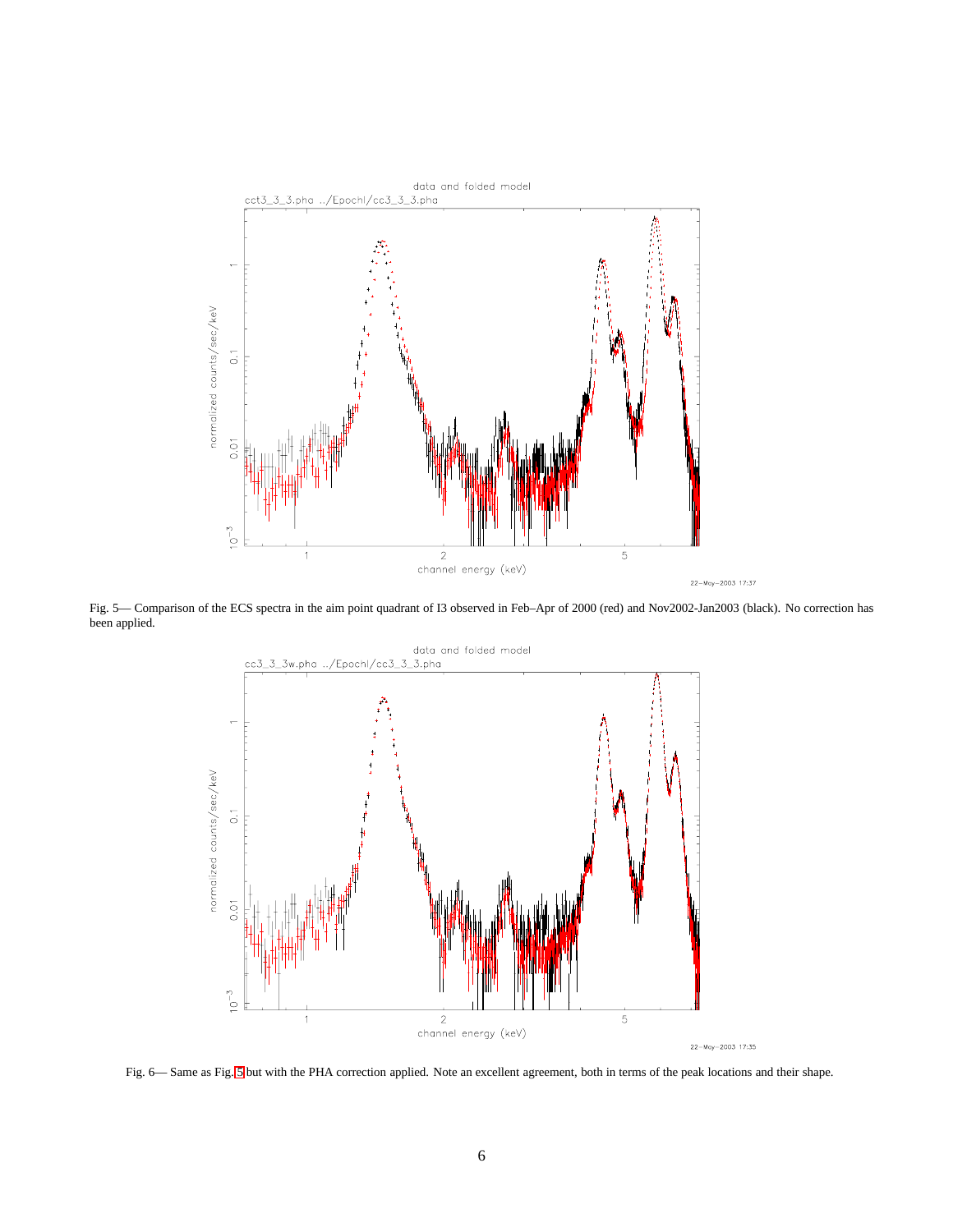Fig. 5— Comparison of the ECS spectra in the aim point quadrant of I3 observed in Feb–Apr of 2000 (red) and Nov2002-Jan2003 (black). No correction has been applied.

Fig. 6— Same as Fig. 5 but with the PHA correction applied. Note an excellent agreement, both in terms of the peak locations and their shape.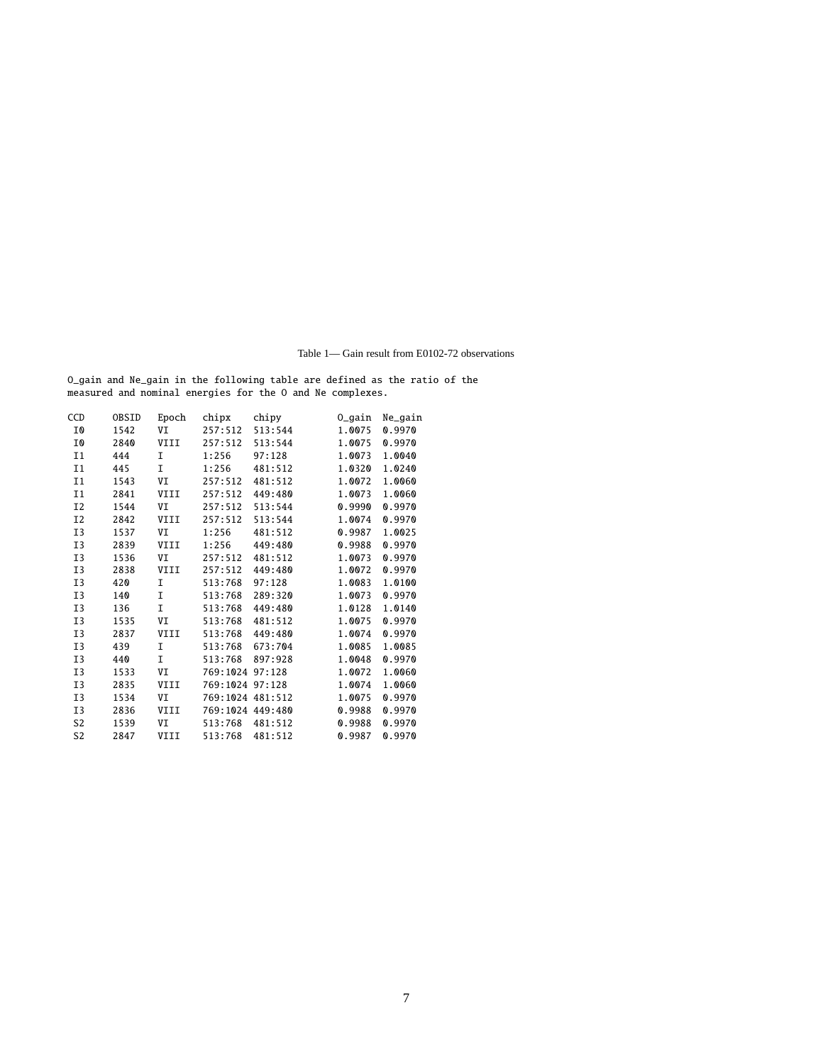Table 1— Gain result from E0102-72 observations

O_gain and Ne_gain in the following table are defined as the ratio of the measured and nominal energies for the O and Ne complexes.

| CCD | OBSID | Epoch | chipx | chipy | O_gain | Ne_gain |
|---|---|---|---|---|---|---|
| I0 | 1542 | VI | 257:512 | 513:544 | 1.0075 | 0.9970 |
| I0 | 2840 | VIII | 257:512 | 513:544 | 1.0075 | 0.9970 |
| I1 | 444 | I | 1:256 | 97:128 | 1.0073 | 1.0040 |
| I1 | 445 | I | 1:256 | 481:512 | 1.0320 | 1.0240 |
| I1 | 1543 | VI | 257:512 | 481:512 | 1.0072 | 1.0060 |
| I1 | 2841 | VIII | 257:512 | 449:480 | 1.0073 | 1.0060 |
| I2 | 1544 | VI | 257:512 | 513:544 | 0.9990 | 0.9970 |
| I2 | 2842 | VIII | 257:512 | 513:544 | 1.0074 | 0.9970 |
| I3 | 1537 | VI | 1:256 | 481:512 | 0.9987 | 1.0025 |
| I3 | 2839 | VIII | 1:256 | 449:480 | 0.9988 | 0.9970 |
| I3 | 1536 | VI | 257:512 | 481:512 | 1.0073 | 0.9970 |
| I3 | 2838 | VIII | 257:512 | 449:480 | 1.0072 | 0.9970 |
| I3 | 420 | I | 513:768 | 97:128 | 1.0083 | 1.0100 |
| I3 | 140 | I | 513:768 | 289:320 | 1.0073 | 0.9970 |
| I3 | 136 | I | 513:768 | 449:480 | 1.0128 | 1.0140 |
| I3 | 1535 | VI | 513:768 | 481:512 | 1.0075 | 0.9970 |
| I3 | 2837 | VIII | 513:768 | 449:480 | 1.0074 | 0.9970 |
| I3 | 439 | I | 513:768 | 673:704 | 1.0085 | 1.0085 |
| I3 | 440 | I | 513:768 | 897:928 | 1.0048 | 0.9970 |
| I3 | 1533 | VI | 769:1024 | 97:128 | 1.0072 | 1.0060 |
| I3 | 2835 | VIII | 769:1024 | 97:128 | 1.0074 | 1.0060 |
| I3 | 1534 | VI | 769:1024 | 481:512 | 1.0075 | 0.9970 |
| I3 | 2836 | VIII | 769:1024 | 449:480 | 0.9988 | 0.9970 |
| S2 | 1539 | VI | 513:768 | 481:512 | 0.9988 | 0.9970 |
| S2 | 2847 | VIII | 513:768 | 481:512 | 0.9987 | 0.9970 |